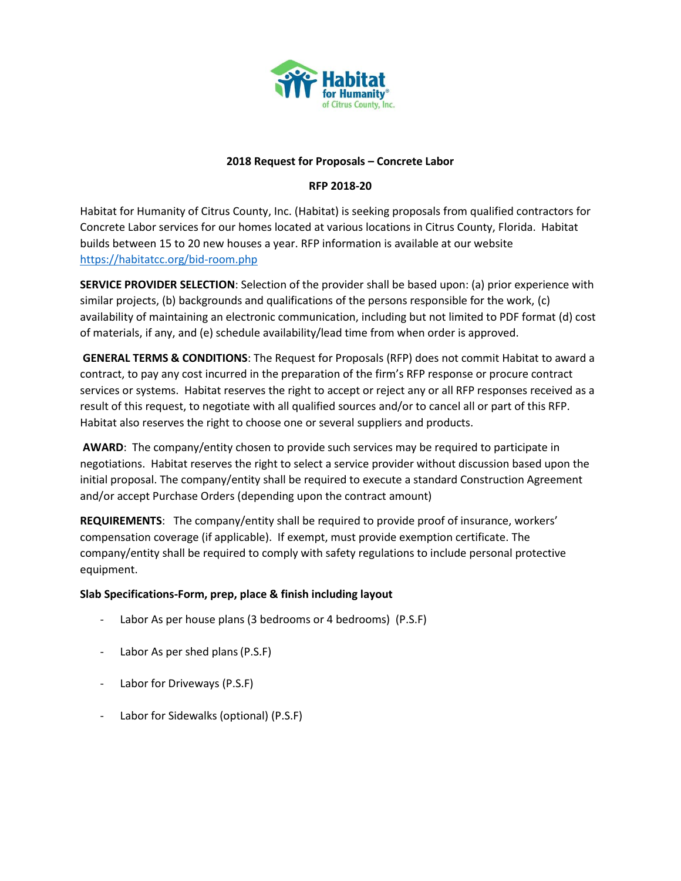**2018 Request for Proposals – Concrete Labor**

**RFP 2018-20**

Habitat for Humanity of Citrus County, Inc. (Habitat) is seeking proposals from qualified contractors for Concrete Labor services for our homes located at various locations in Citrus County, Florida. Habitat builds between 15 to 20 new houses a year. RFP information is available at our website https://habitatcc.org/bid-room.php

**SERVICE PROVIDER SELECTION**: Selection of the provider shall be based upon: (a) prior experience with similar projects, (b) backgrounds and qualifications of the persons responsible for the work, (c) availability of maintaining an electronic communication, including but not limited to PDF format (d) cost of materials, if any, and (e) schedule availability/lead time from when order is approved.

**GENERAL TERMS & CONDITIONS**: The Request for Proposals (RFP) does not commit Habitat to award a contract, to pay any cost incurred in the preparation of the firm's RFP response or procure contract services or systems. Habitat reserves the right to accept or reject any or all RFP responses received as a result of this request, to negotiate with all qualified sources and/or to cancel all or part of this RFP. Habitat also reserves the right to choose one or several suppliers and products.

**AWARD**: The company/entity chosen to provide such services may be required to participate in negotiations. Habitat reserves the right to select a service provider without discussion based upon the initial proposal. The company/entity shall be required to execute a standard Construction Agreement and/or accept Purchase Orders (depending upon the contract amount)

**REQUIREMENTS**: The company/entity shall be required to provide proof of insurance, workers' compensation coverage (if applicable). If exempt, must provide exemption certificate. The company/entity shall be required to comply with safety regulations to include personal protective equipment.

**Slab Specifications-Form, prep, place & finish including layout**

- Labor As per house plans (3 bedrooms or 4 bedrooms) (P.S.F)
- Labor As per shed plans (P.S.F)
- Labor for Driveways (P.S.F)
- Labor for Sidewalks (optional) (P.S.F)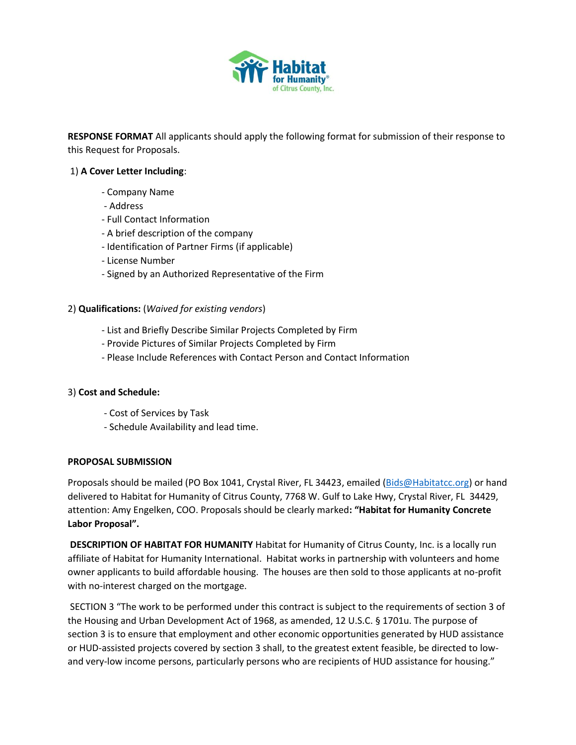**RESPONSE FORMAT** All applicants should apply the following format for submission of their response to this Request for Proposals.

1) **A Cover Letter Including**:

- Company Name
- Address
- Full Contact Information
- A brief description of the company
- Identification of Partner Firms (if applicable)
- License Number
- Signed by an Authorized Representative of the Firm

2) **Qualifications:** (*Waived for existing vendors*)

- List and Briefly Describe Similar Projects Completed by Firm
- Provide Pictures of Similar Projects Completed by Firm
- Please Include References with Contact Person and Contact Information

3) **Cost and Schedule:**

- Cost of Services by Task
- Schedule Availability and lead time.

**PROPOSAL SUBMISSION**

Proposals should be mailed (PO Box 1041, Crystal River, FL 34423, emailed (Bids@Habitatcc.org) or hand delivered to Habitat for Humanity of Citrus County, 7768 W. Gulf to Lake Hwy, Crystal River, FL 34429, attention: Amy Engelken, COO. Proposals should be clearly marked**: "Habitat for Humanity Concrete Labor Proposal".**

**DESCRIPTION OF HABITAT FOR HUMANITY** Habitat for Humanity of Citrus County, Inc. is a locally run affiliate of Habitat for Humanity International. Habitat works in partnership with volunteers and home owner applicants to build affordable housing. The houses are then sold to those applicants at no-profit with no-interest charged on the mortgage.

SECTION 3 "The work to be performed under this contract is subject to the requirements of section 3 of the Housing and Urban Development Act of 1968, as amended, 12 U.S.C. § 1701u. The purpose of section 3 is to ensure that employment and other economic opportunities generated by HUD assistance or HUD-assisted projects covered by section 3 shall, to the greatest extent feasible, be directed to low- and very-low income persons, particularly persons who are recipients of HUD assistance for housing."